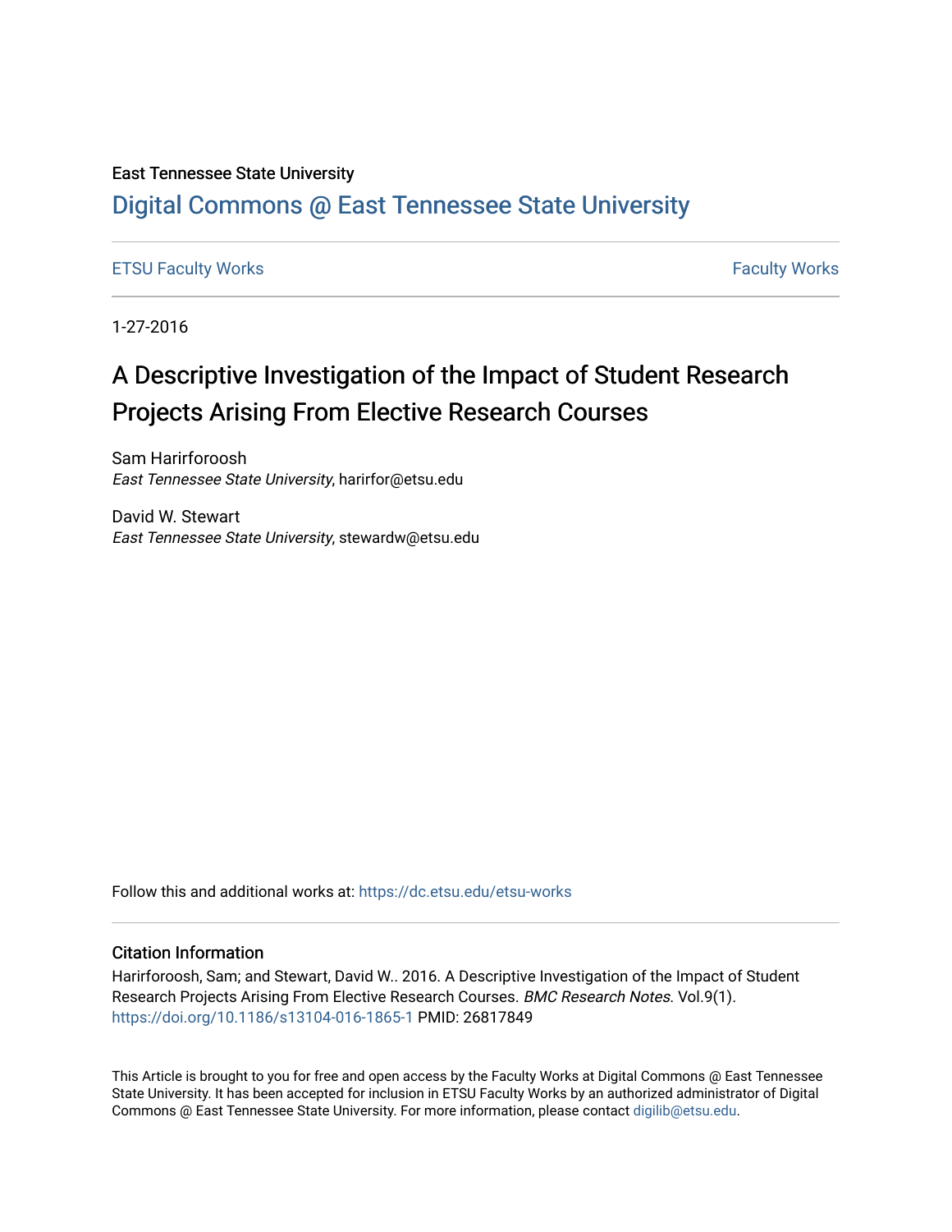East Tennessee State University

# [Digital Commons @ East Tennessee State University](https://dc.etsu.edu/)

ETSU Faculty Works | Faculty Works

1-27-2016

# A Descriptive Investigation of the Impact of Student Research Projects Arising From Elective Research Courses

Sam Harirforoosh
*East Tennessee State University*, harirfor@etsu.edu

David W. Stewart
*East Tennessee State University*, stewardw@etsu.edu

Follow this and additional works at: https://dc.etsu.edu/etsu-works

## Citation Information

Harirforoosh, Sam; and Stewart, David W.. 2016. A Descriptive Investigation of the Impact of Student Research Projects Arising From Elective Research Courses. *BMC Research Notes*. Vol.9(1). https://doi.org/10.1186/s13104-016-1865-1 PMID: 26817849

This Article is brought to you for free and open access by the Faculty Works at Digital Commons @ East Tennessee State University. It has been accepted for inclusion in ETSU Faculty Works by an authorized administrator of Digital Commons @ East Tennessee State University. For more information, please contact digilib@etsu.edu.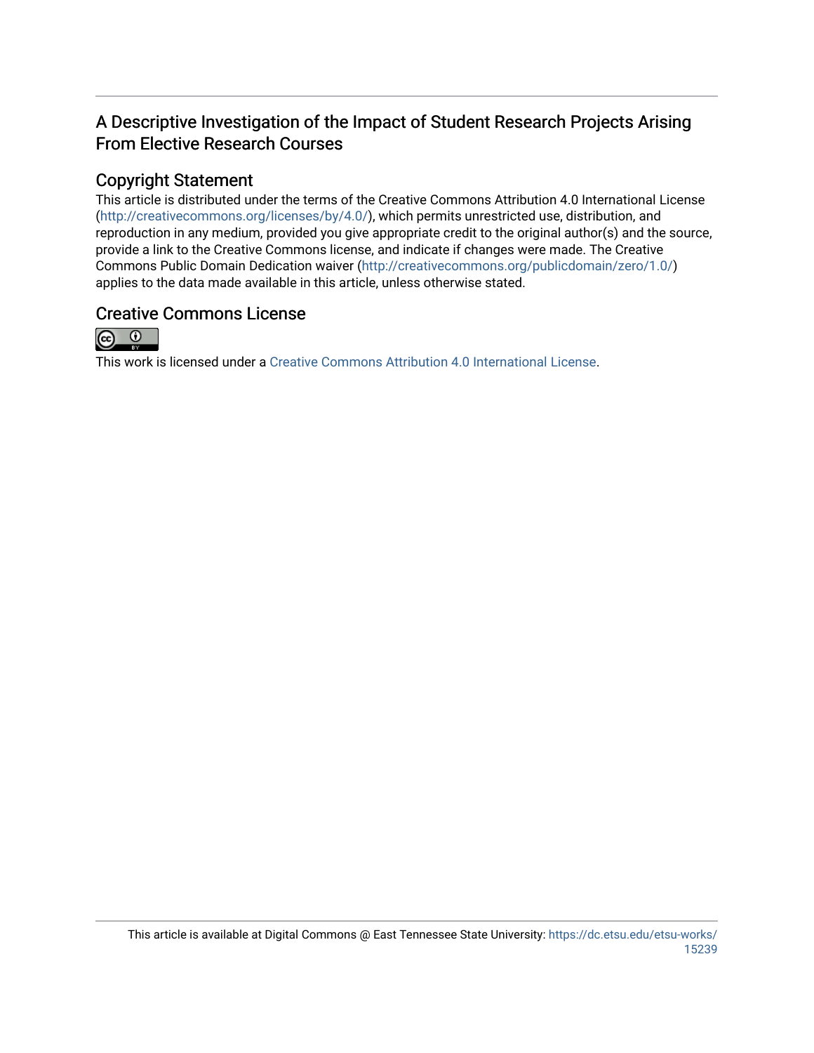# A Descriptive Investigation of the Impact of Student Research Projects Arising From Elective Research Courses

## Copyright Statement

This article is distributed under the terms of the Creative Commons Attribution 4.0 International License (http://creativecommons.org/licenses/by/4.0/), which permits unrestricted use, distribution, and reproduction in any medium, provided you give appropriate credit to the original author(s) and the source, provide a link to the Creative Commons license, and indicate if changes were made. The Creative Commons Public Domain Dedication waiver (http://creativecommons.org/publicdomain/zero/1.0/) applies to the data made available in this article, unless otherwise stated.

## Creative Commons License

This work is licensed under a Creative Commons Attribution 4.0 International License.

This article is available at Digital Commons @ East Tennessee State University: https://dc.etsu.edu/etsu-works/15239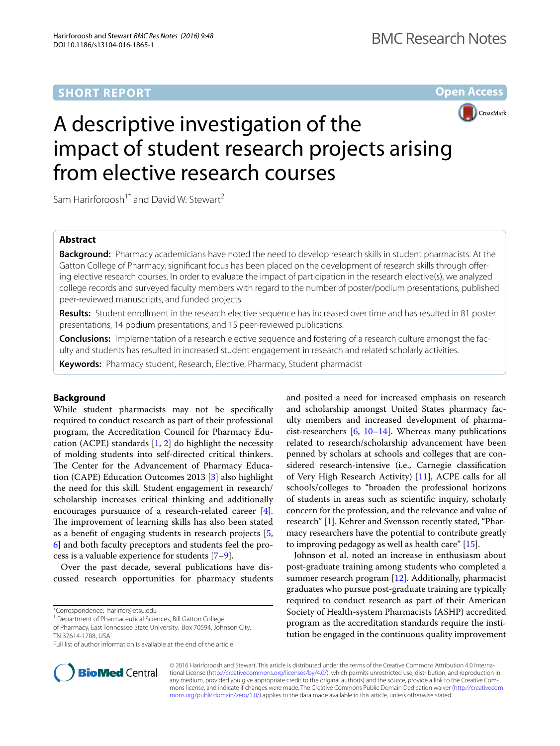# A descriptive investigation of the impact of student research projects arising from elective research courses

Sam Harirforoosh[1*] and David W. Stewart[2]

## Abstract

**Background:** Pharmacy academicians have noted the need to develop research skills in student pharmacists. At the Gatton College of Pharmacy, significant focus has been placed on the development of research skills through offering elective research courses. In order to evaluate the impact of participation in the research elective(s), we analyzed college records and surveyed faculty members with regard to the number of poster/podium presentations, published peer-reviewed manuscripts, and funded projects.

**Results:** Student enrollment in the research elective sequence has increased over time and has resulted in 81 poster presentations, 14 podium presentations, and 15 peer-reviewed publications.

**Conclusions:** Implementation of a research elective sequence and fostering of a research culture amongst the faculty and students has resulted in increased student engagement in research and related scholarly activities.

**Keywords:** Pharmacy student, Research, Elective, Pharmacy, Student pharmacist

## Background

While student pharmacists may not be specifically required to conduct research as part of their professional program, the Accreditation Council for Pharmacy Education (ACPE) standards [1, 2] do highlight the necessity of molding students into self-directed critical thinkers. The Center for the Advancement of Pharmacy Education (CAPE) Education Outcomes 2013 [3] also highlight the need for this skill. Student engagement in research/scholarship increases critical thinking and additionally encourages pursuance of a research-related career [4]. The improvement of learning skills has also been stated as a benefit of engaging students in research projects [5, 6] and both faculty preceptors and students feel the process is a valuable experience for students [7–9].

Over the past decade, several publications have discussed research opportunities for pharmacy students and posited a need for increased emphasis on research and scholarship amongst United States pharmacy faculty members and increased development of pharmacist-researchers [6, 10–14]. Whereas many publications related to research/scholarship advancement have been penned by scholars at schools and colleges that are considered research-intensive (i.e., Carnegie classification of Very High Research Activity) [11], ACPE calls for all schools/colleges to "broaden the professional horizons of students in areas such as scientific inquiry, scholarly concern for the profession, and the relevance and value of research" [1]. Kehrer and Svensson recently stated, "Pharmacy researchers have the potential to contribute greatly to improving pedagogy as well as health care" [15].

Johnson et al. noted an increase in enthusiasm about post-graduate training among students who completed a summer research program [12]. Additionally, pharmacist graduates who pursue post-graduate training are typically required to conduct research as part of their American Society of Health-system Pharmacists (ASHP) accredited program as the accreditation standards require the institution be engaged in the continuous quality improvement

*Correspondence: harifor@etsu.edu
[1] Department of Pharmaceutical Sciences, Bill Gatton College of Pharmacy, East Tennessee State University, Box 70594, Johnson City, TN 37614-1708, USA
Full list of author information is available at the end of the article

© 2016 Harirforoosh and Stewart. This article is distributed under the terms of the Creative Commons Attribution 4.0 International License (http://creativecommons.org/licenses/by/4.0/), which permits unrestricted use, distribution, and reproduction in any medium, provided you give appropriate credit to the original author(s) and the source, provide a link to the Creative Commons license, and indicate if changes were made. The Creative Commons Public Domain Dedication waiver (http://creativecommons.org/publicdomain/zero/1.0/) applies to the data made available in this article, unless otherwise stated.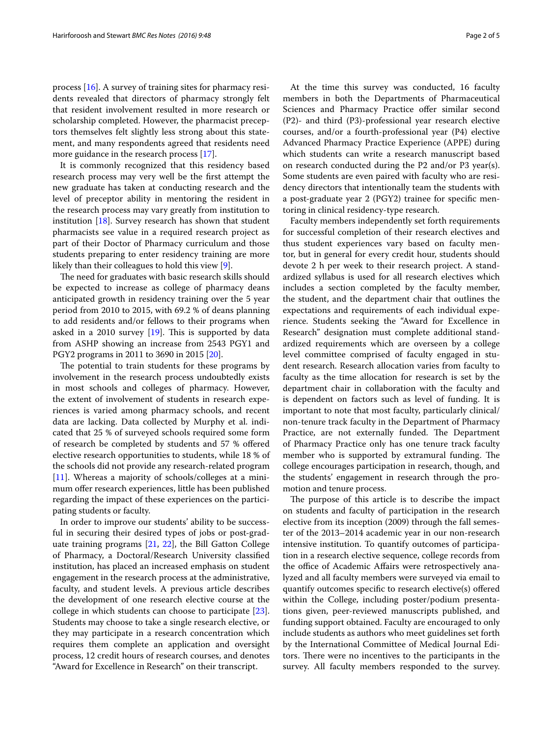process [16]. A survey of training sites for pharmacy residents revealed that directors of pharmacy strongly felt that resident involvement resulted in more research or scholarship completed. However, the pharmacist preceptors themselves felt slightly less strong about this statement, and many respondents agreed that residents need more guidance in the research process [17].

It is commonly recognized that this residency based research process may very well be the first attempt the new graduate has taken at conducting research and the level of preceptor ability in mentoring the resident in the research process may vary greatly from institution to institution [18]. Survey research has shown that student pharmacists see value in a required research project as part of their Doctor of Pharmacy curriculum and those students preparing to enter residency training are more likely than their colleagues to hold this view [9].

The need for graduates with basic research skills should be expected to increase as college of pharmacy deans anticipated growth in residency training over the 5 year period from 2010 to 2015, with 69.2 % of deans planning to add residents and/or fellows to their programs when asked in a 2010 survey [19]. This is supported by data from ASHP showing an increase from 2543 PGY1 and PGY2 programs in 2011 to 3690 in 2015 [20].

The potential to train students for these programs by involvement in the research process undoubtedly exists in most schools and colleges of pharmacy. However, the extent of involvement of students in research experiences is varied among pharmacy schools, and recent data are lacking. Data collected by Murphy et al. indicated that 25 % of surveyed schools required some form of research be completed by students and 57 % offered elective research opportunities to students, while 18 % of the schools did not provide any research-related program [11]. Whereas a majority of schools/colleges at a minimum offer research experiences, little has been published regarding the impact of these experiences on the participating students or faculty.

In order to improve our students' ability to be successful in securing their desired types of jobs or post-graduate training programs [21, 22], the Bill Gatton College of Pharmacy, a Doctoral/Research University classified institution, has placed an increased emphasis on student engagement in the research process at the administrative, faculty, and student levels. A previous article describes the development of one research elective course at the college in which students can choose to participate [23]. Students may choose to take a single research elective, or they may participate in a research concentration which requires them complete an application and oversight process, 12 credit hours of research courses, and denotes "Award for Excellence in Research" on their transcript.

At the time this survey was conducted, 16 faculty members in both the Departments of Pharmaceutical Sciences and Pharmacy Practice offer similar second (P2)- and third (P3)-professional year research elective courses, and/or a fourth-professional year (P4) elective Advanced Pharmacy Practice Experience (APPE) during which students can write a research manuscript based on research conducted during the P2 and/or P3 year(s). Some students are even paired with faculty who are residency directors that intentionally team the students with a post-graduate year 2 (PGY2) trainee for specific mentoring in clinical residency-type research.

Faculty members independently set forth requirements for successful completion of their research electives and thus student experiences vary based on faculty mentor, but in general for every credit hour, students should devote 2 h per week to their research project. A standardized syllabus is used for all research electives which includes a section completed by the faculty member, the student, and the department chair that outlines the expectations and requirements of each individual experience. Students seeking the "Award for Excellence in Research" designation must complete additional standardized requirements which are overseen by a college level committee comprised of faculty engaged in student research. Research allocation varies from faculty to faculty as the time allocation for research is set by the department chair in collaboration with the faculty and is dependent on factors such as level of funding. It is important to note that most faculty, particularly clinical/non-tenure track faculty in the Department of Pharmacy Practice, are not externally funded. The Department of Pharmacy Practice only has one tenure track faculty member who is supported by extramural funding. The college encourages participation in research, though, and the students' engagement in research through the promotion and tenure process.

The purpose of this article is to describe the impact on students and faculty of participation in the research elective from its inception (2009) through the fall semester of the 2013–2014 academic year in our non-research intensive institution. To quantify outcomes of participation in a research elective sequence, college records from the office of Academic Affairs were retrospectively analyzed and all faculty members were surveyed via email to quantify outcomes specific to research elective(s) offered within the College, including poster/podium presentations given, peer-reviewed manuscripts published, and funding support obtained. Faculty are encouraged to only include students as authors who meet guidelines set forth by the International Committee of Medical Journal Editors. There were no incentives to the participants in the survey. All faculty members responded to the survey.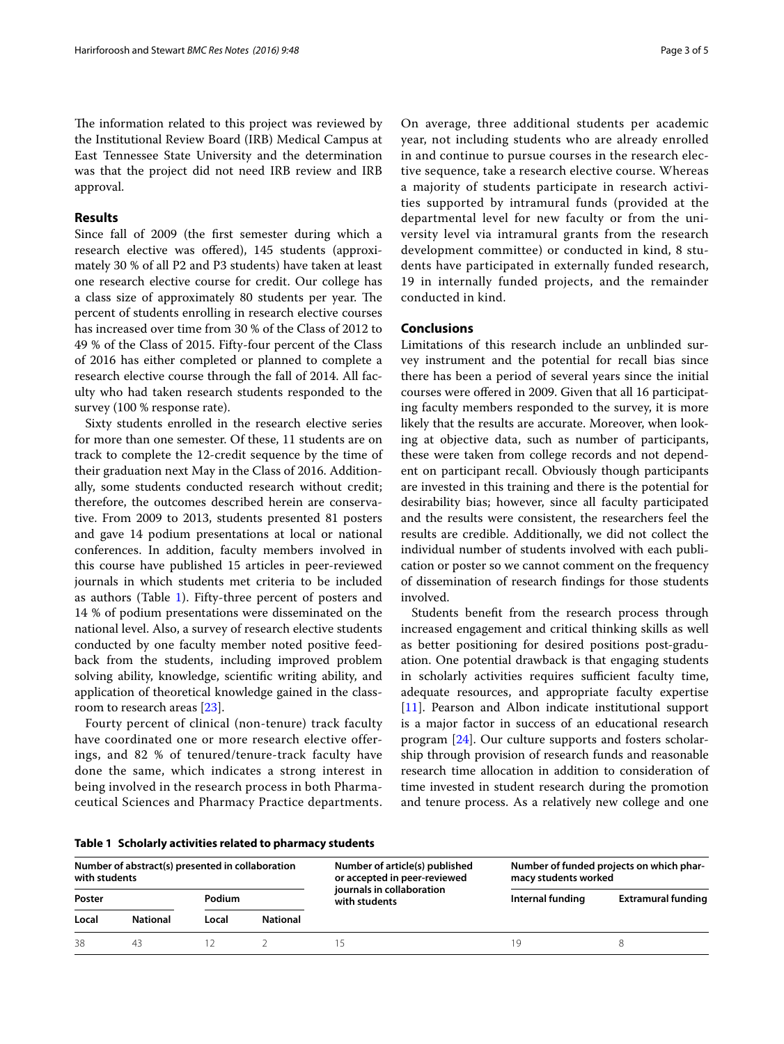The information related to this project was reviewed by the Institutional Review Board (IRB) Medical Campus at East Tennessee State University and the determination was that the project did not need IRB review and IRB approval.

## Results

Since fall of 2009 (the first semester during which a research elective was offered), 145 students (approximately 30 % of all P2 and P3 students) have taken at least one research elective course for credit. Our college has a class size of approximately 80 students per year. The percent of students enrolling in research elective courses has increased over time from 30 % of the Class of 2012 to 49 % of the Class of 2015. Fifty-four percent of the Class of 2016 has either completed or planned to complete a research elective course through the fall of 2014. All faculty who had taken research students responded to the survey (100 % response rate).

Sixty students enrolled in the research elective series for more than one semester. Of these, 11 students are on track to complete the 12-credit sequence by the time of their graduation next May in the Class of 2016. Additionally, some students conducted research without credit; therefore, the outcomes described herein are conservative. From 2009 to 2013, students presented 81 posters and gave 14 podium presentations at local or national conferences. In addition, faculty members involved in this course have published 15 articles in peer-reviewed journals in which students met criteria to be included as authors (Table 1). Fifty-three percent of posters and 14 % of podium presentations were disseminated on the national level. Also, a survey of research elective students conducted by one faculty member noted positive feedback from the students, including improved problem solving ability, knowledge, scientific writing ability, and application of theoretical knowledge gained in the classroom to research areas [23].

Fourty percent of clinical (non-tenure) track faculty have coordinated one or more research elective offerings, and 82 % of tenured/tenure-track faculty have done the same, which indicates a strong interest in being involved in the research process in both Pharmaceutical Sciences and Pharmacy Practice departments. On average, three additional students per academic year, not including students who are already enrolled in and continue to pursue courses in the research elective sequence, take a research elective course. Whereas a majority of students participate in research activities supported by intramural funds (provided at the departmental level for new faculty or from the university level via intramural grants from the research development committee) or conducted in kind, 8 students have participated in externally funded research, 19 in internally funded projects, and the remainder conducted in kind.

## Conclusions

Limitations of this research include an unblinded survey instrument and the potential for recall bias since there has been a period of several years since the initial courses were offered in 2009. Given that all 16 participating faculty members responded to the survey, it is more likely that the results are accurate. Moreover, when looking at objective data, such as number of participants, these were taken from college records and not dependent on participant recall. Obviously though participants are invested in this training and there is the potential for desirability bias; however, since all faculty participated and the results were consistent, the researchers feel the results are credible. Additionally, we did not collect the individual number of students involved with each publication or poster so we cannot comment on the frequency of dissemination of research findings for those students involved.

Students benefit from the research process through increased engagement and critical thinking skills as well as better positioning for desired positions post-graduation. One potential drawback is that engaging students in scholarly activities requires sufficient faculty time, adequate resources, and appropriate faculty expertise [11]. Pearson and Albon indicate institutional support is a major factor in success of an educational research program [24]. Our culture supports and fosters scholarship through provision of research funds and reasonable research time allocation in addition to consideration of time invested in student research during the promotion and tenure process. As a relatively new college and one

**Table 1 Scholarly activities related to pharmacy students**

| Number of abstract(s) presented in collaboration with students | | | | Number of article(s) published or accepted in peer-reviewed journals in collaboration with students | Number of funded projects on which pharmacy students worked | |
|---|---|---|---|---|---|---|
| Poster | | Podium | | | Internal funding | Extramural funding |
| Local | National | Local | National | | | |
| 38 | 43 | 12 | 2 | 15 | 19 | 8 |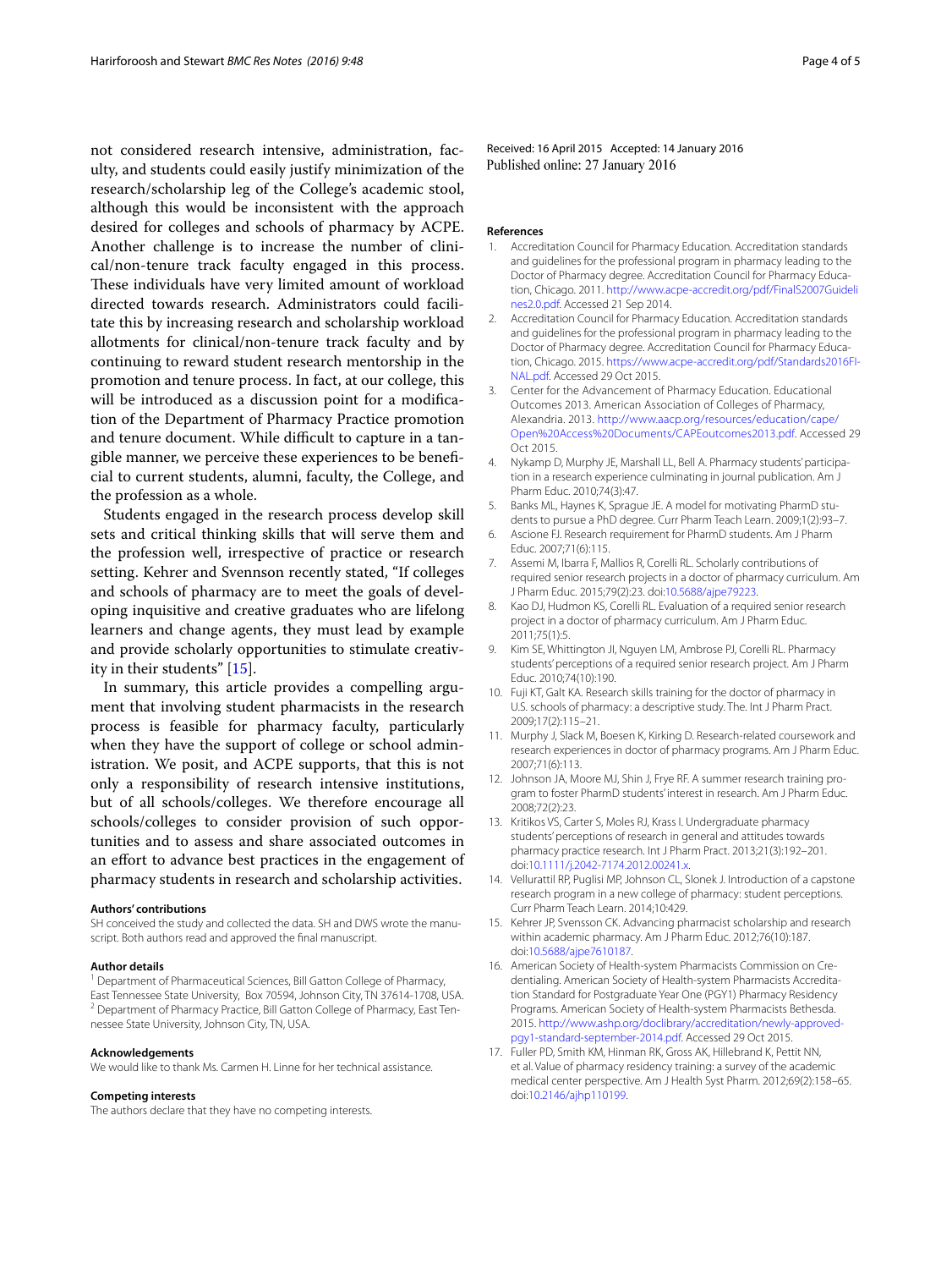not considered research intensive, administration, faculty, and students could easily justify minimization of the research/scholarship leg of the College's academic stool, although this would be inconsistent with the approach desired for colleges and schools of pharmacy by ACPE. Another challenge is to increase the number of clinical/non-tenure track faculty engaged in this process. These individuals have very limited amount of workload directed towards research. Administrators could facilitate this by increasing research and scholarship workload allotments for clinical/non-tenure track faculty and by continuing to reward student research mentorship in the promotion and tenure process. In fact, at our college, this will be introduced as a discussion point for a modification of the Department of Pharmacy Practice promotion and tenure document. While difficult to capture in a tangible manner, we perceive these experiences to be beneficial to current students, alumni, faculty, the College, and the profession as a whole.

Students engaged in the research process develop skill sets and critical thinking skills that will serve them and the profession well, irrespective of practice or research setting. Kehrer and Svennson recently stated, "If colleges and schools of pharmacy are to meet the goals of developing inquisitive and creative graduates who are lifelong learners and change agents, they must lead by example and provide scholarly opportunities to stimulate creativity in their students" [15].

In summary, this article provides a compelling argument that involving student pharmacists in the research process is feasible for pharmacy faculty, particularly when they have the support of college or school administration. We posit, and ACPE supports, that this is not only a responsibility of research intensive institutions, but of all schools/colleges. We therefore encourage all schools/colleges to consider provision of such opportunities and to assess and share associated outcomes in an effort to advance best practices in the engagement of pharmacy students in research and scholarship activities.

#### Authors' contributions

SH conceived the study and collected the data. SH and DWS wrote the manuscript. Both authors read and approved the final manuscript.

#### Author details

[1] Department of Pharmaceutical Sciences, Bill Gatton College of Pharmacy, East Tennessee State University, Box 70594, Johnson City, TN 37614-1708, USA. [2] Department of Pharmacy Practice, Bill Gatton College of Pharmacy, East Tennessee State University, Johnson City, TN, USA.

#### Acknowledgements

We would like to thank Ms. Carmen H. Linne for her technical assistance.

#### Competing interests

The authors declare that they have no competing interests.

Received: 16 April 2015 Accepted: 14 January 2016
Published online: 27 January 2016

#### References

1. Accreditation Council for Pharmacy Education. Accreditation standards and guidelines for the professional program in pharmacy leading to the Doctor of Pharmacy degree. Accreditation Council for Pharmacy Education, Chicago. 2011. http://www.acpe-accredit.org/pdf/FinalS2007Guidelines2.0.pdf. Accessed 21 Sep 2014.
2. Accreditation Council for Pharmacy Education. Accreditation standards and guidelines for the professional program in pharmacy leading to the Doctor of Pharmacy degree. Accreditation Council for Pharmacy Education, Chicago. 2015. https://www.acpe-accredit.org/pdf/Standards2016FINAL.pdf. Accessed 29 Oct 2015.
3. Center for the Advancement of Pharmacy Education. Educational Outcomes 2013. American Association of Colleges of Pharmacy, Alexandria. 2013. http://www.aacp.org/resources/education/cape/Open%20Access%20Documents/CAPEoutcomes2013.pdf. Accessed 29 Oct 2015.
4. Nykamp D, Murphy JE, Marshall LL, Bell A. Pharmacy students' participation in a research experience culminating in journal publication. Am J Pharm Educ. 2010;74(3):47.
5. Banks ML, Haynes K, Sprague JE. A model for motivating PharmD students to pursue a PhD degree. Curr Pharm Teach Learn. 2009;1(2):93–7.
6. Ascione FJ. Research requirement for PharmD students. Am J Pharm Educ. 2007;71(6):115.
7. Assemi M, Ibarra F, Mallios R, Corelli RL. Scholarly contributions of required senior research projects in a doctor of pharmacy curriculum. Am J Pharm Educ. 2015;79(2):23. doi:10.5688/ajpe79223.
8. Kao DJ, Hudmon KS, Corelli RL. Evaluation of a required senior research project in a doctor of pharmacy curriculum. Am J Pharm Educ. 2011;75(1):5.
9. Kim SE, Whittington JI, Nguyen LM, Ambrose PJ, Corelli RL. Pharmacy students' perceptions of a required senior research project. Am J Pharm Educ. 2010;74(10):190.
10. Fuji KT, Galt KA. Research skills training for the doctor of pharmacy in U.S. schools of pharmacy: a descriptive study. The. Int J Pharm Pract. 2009;17(2):115–21.
11. Murphy J, Slack M, Boesen K, Kirking D. Research-related coursework and research experiences in doctor of pharmacy programs. Am J Pharm Educ. 2007;71(6):113.
12. Johnson JA, Moore MJ, Shin J, Frye RF. A summer research training program to foster PharmD students' interest in research. Am J Pharm Educ. 2008;72(2):23.
13. Kritikos VS, Carter S, Moles RJ, Krass I. Undergraduate pharmacy students' perceptions of research in general and attitudes towards pharmacy practice research. Int J Pharm Pract. 2013;21(3):192–201. doi:10.1111/j.2042-7174.2012.00241.x.
14. Vellurattil RP, Puglisi MP, Johnson CL, Slonek J. Introduction of a capstone research program in a new college of pharmacy: student perceptions. Curr Pharm Teach Learn. 2014;10:429.
15. Kehrer JP, Svensson CK. Advancing pharmacist scholarship and research within academic pharmacy. Am J Pharm Educ. 2012;76(10):187. doi:10.5688/ajpe7610187.
16. American Society of Health-system Pharmacists Commission on Credentialing. American Society of Health-system Pharmacists Accreditation Standard for Postgraduate Year One (PGY1) Pharmacy Residency Programs. American Society of Health-system Pharmacists Bethesda. 2015. http://www.ashp.org/doclibrary/accreditation/newly-approved-pgy1-standard-september-2014.pdf. Accessed 29 Oct 2015.
17. Fuller PD, Smith KM, Hinman RK, Gross AK, Hillebrand K, Pettit NN, et al. Value of pharmacy residency training: a survey of the academic medical center perspective. Am J Health Syst Pharm. 2012;69(2):158–65. doi:10.2146/ajhp110199.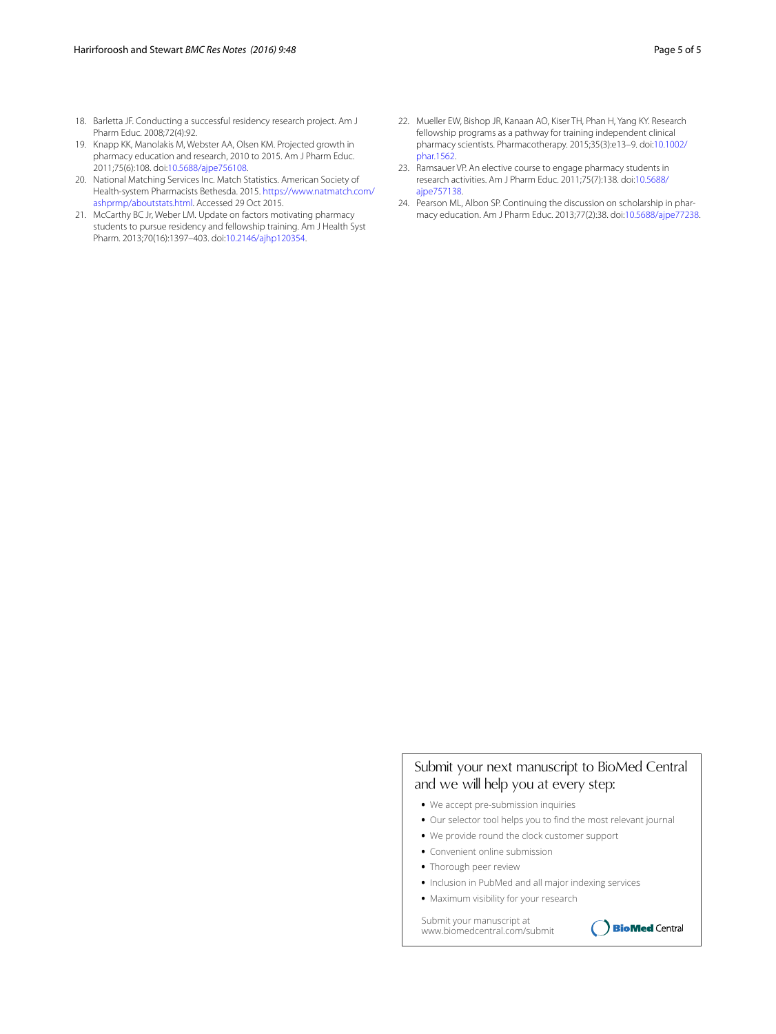18. Barletta JF. Conducting a successful residency research project. Am J Pharm Educ. 2008;72(4):92.
19. Knapp KK, Manolakis M, Webster AA, Olsen KM. Projected growth in pharmacy education and research, 2010 to 2015. Am J Pharm Educ. 2011;75(6):108. doi:10.5688/ajpe756108.
20. National Matching Services Inc. Match Statistics. American Society of Health-system Pharmacists Bethesda. 2015. https://www.natmatch.com/ashprmp/aboutstats.html. Accessed 29 Oct 2015.
21. McCarthy BC Jr, Weber LM. Update on factors motivating pharmacy students to pursue residency and fellowship training. Am J Health Syst Pharm. 2013;70(16):1397–403. doi:10.2146/ajhp120354.
22. Mueller EW, Bishop JR, Kanaan AO, Kiser TH, Phan H, Yang KY. Research fellowship programs as a pathway for training independent clinical pharmacy scientists. Pharmacotherapy. 2015;35(3):e13–9. doi:10.1002/phar.1562.
23. Ramsauer VP. An elective course to engage pharmacy students in research activities. Am J Pharm Educ. 2011;75(7):138. doi:10.5688/ajpe757138.
24. Pearson ML, Albon SP. Continuing the discussion on scholarship in pharmacy education. Am J Pharm Educ. 2013;77(2):38. doi:10.5688/ajpe77238.

Submit your next manuscript to BioMed Central and we will help you at every step:

- We accept pre-submission inquiries
- Our selector tool helps you to find the most relevant journal
- We provide round the clock customer support
- Convenient online submission
- Thorough peer review
- Inclusion in PubMed and all major indexing services
- Maximum visibility for your research

Submit your manuscript at www.biomedcentral.com/submit

BioMed Central